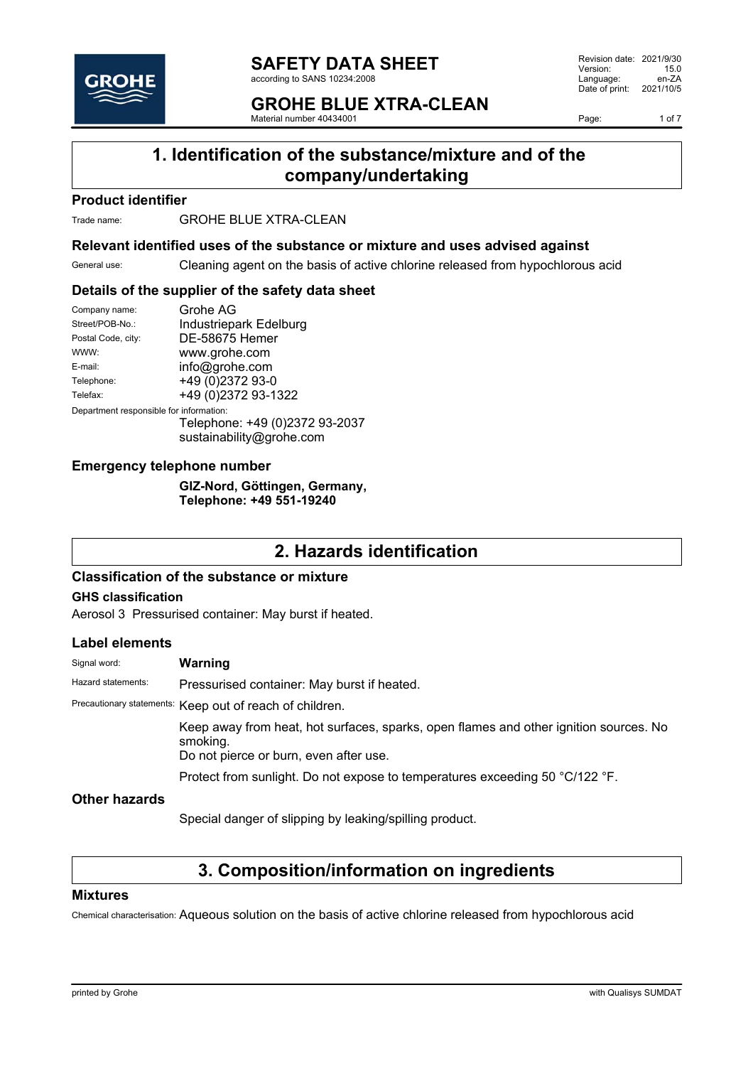# 1. Identification of the substance/mixture and of the company/undertaking

## Product identifier

Trade name: GROHE BLUE XTRA-CLEAN

## Relevant identified uses of the substance or mixture and uses advised against

General use: Cleaning agent on the basis of active chlorine released from hypochlorous acid

## Details of the supplier of the safety data sheet

Company name: Grohe AG
Street/POB-No.: Industriepark Edelburg
Postal Code, city: DE-58675 Hemer
WWW: www.grohe.com
E-mail: info@grohe.com
Telephone: +49 (0)2372 93-0
Telefax: +49 (0)2372 93-1322
Department responsible for information:
Telephone: +49 (0)2372 93-2037
sustainability@grohe.com

## Emergency telephone number

**GIZ-Nord, Göttingen, Germany,**
**Telephone: +49 551-19240**

# 2. Hazards identification

## Classification of the substance or mixture

### GHS classification

Aerosol 3 Pressurised container: May burst if heated.

## Label elements

Signal word: **Warning**

Hazard statements: Pressurised container: May burst if heated.

Precautionary statements: Keep out of reach of children.

Keep away from heat, hot surfaces, sparks, open flames and other ignition sources. No smoking.
Do not pierce or burn, even after use.

Protect from sunlight. Do not expose to temperatures exceeding 50 °C/122 °F.

## Other hazards

Special danger of slipping by leaking/spilling product.

# 3. Composition/information on ingredients

## Mixtures

Chemical characterisation: Aqueous solution on the basis of active chlorine released from hypochlorous acid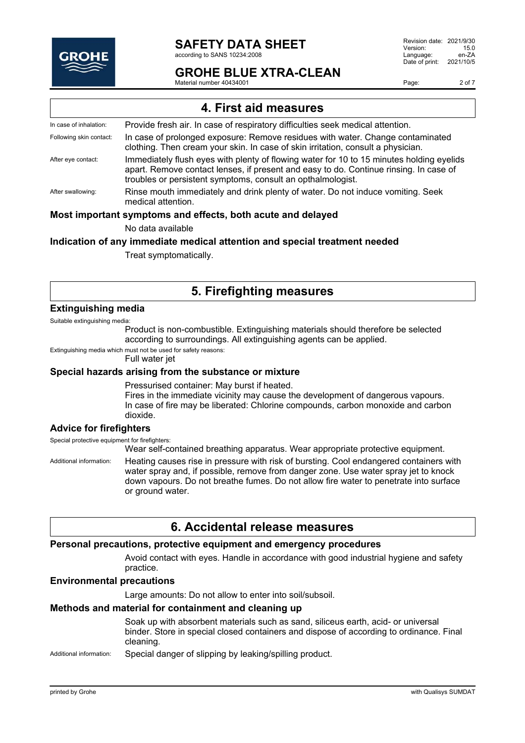## 4. First aid measures

**In case of inhalation:** Provide fresh air. In case of respiratory difficulties seek medical attention.

**Following skin contact:** In case of prolonged exposure: Remove residues with water. Change contaminated clothing. Then cream your skin. In case of skin irritation, consult a physician.

**After eye contact:** Immediately flush eyes with plenty of flowing water for 10 to 15 minutes holding eyelids apart. Remove contact lenses, if present and easy to do. Continue rinsing. In case of troubles or persistent symptoms, consult an opthalmologist.

**After swallowing:** Rinse mouth immediately and drink plenty of water. Do not induce vomiting. Seek medical attention.

### Most important symptoms and effects, both acute and delayed

No data available

### Indication of any immediate medical attention and special treatment needed

Treat symptomatically.

## 5. Firefighting measures

### Extinguishing media

Suitable extinguishing media:

Product is non-combustible. Extinguishing materials should therefore be selected according to surroundings. All extinguishing agents can be applied.

Extinguishing media which must not be used for safety reasons:

Full water jet

### Special hazards arising from the substance or mixture

Pressurised container: May burst if heated.
Fires in the immediate vicinity may cause the development of dangerous vapours.
In case of fire may be liberated: Chlorine compounds, carbon monoxide and carbon dioxide.

### Advice for firefighters

Special protective equipment for firefighters:

Wear self-contained breathing apparatus. Wear appropriate protective equipment.

**Additional information:** Heating causes rise in pressure with risk of bursting. Cool endangered containers with water spray and, if possible, remove from danger zone. Use water spray jet to knock down vapours. Do not breathe fumes. Do not allow fire water to penetrate into surface or ground water.

## 6. Accidental release measures

### Personal precautions, protective equipment and emergency procedures

Avoid contact with eyes. Handle in accordance with good industrial hygiene and safety practice.

### Environmental precautions

Large amounts: Do not allow to enter into soil/subsoil.

### Methods and material for containment and cleaning up

Soak up with absorbent materials such as sand, siliceus earth, acid- or universal binder. Store in special closed containers and dispose of according to ordinance. Final cleaning.

**Additional information:** Special danger of slipping by leaking/spilling product.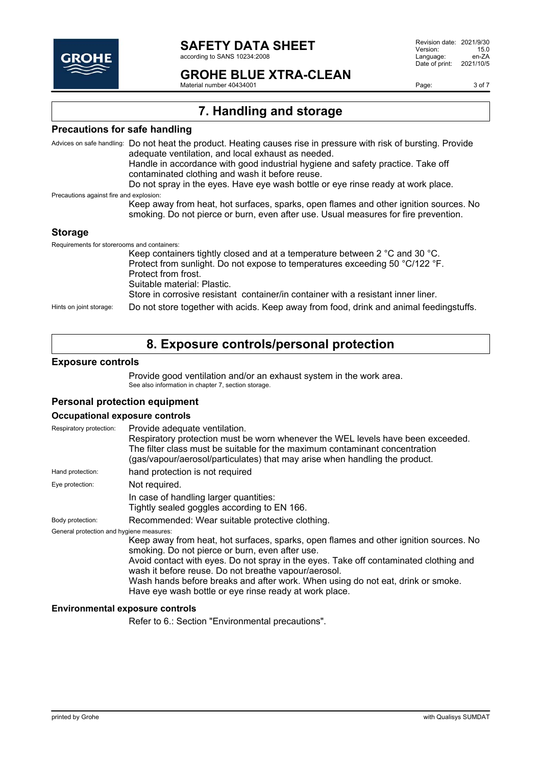## 7. Handling and storage

### Precautions for safe handling

Advices on safe handling: Do not heat the product. Heating causes rise in pressure with risk of bursting. Provide adequate ventilation, and local exhaust as needed.
Handle in accordance with good industrial hygiene and safety practice. Take off contaminated clothing and wash it before reuse.
Do not spray in the eyes. Have eye wash bottle or eye rinse ready at work place.

Precautions against fire and explosion:
Keep away from heat, hot surfaces, sparks, open flames and other ignition sources. No smoking. Do not pierce or burn, even after use. Usual measures for fire prevention.

### Storage

Requirements for storerooms and containers:
Keep containers tightly closed and at a temperature between 2 °C and 30 °C.
Protect from sunlight. Do not expose to temperatures exceeding 50 °C/122 °F.
Protect from frost.
Suitable material: Plastic.
Store in corrosive resistant container/in container with a resistant inner liner.

Hints on joint storage: Do not store together with acids. Keep away from food, drink and animal feedingstuffs.

## 8. Exposure controls/personal protection

### Exposure controls

Provide good ventilation and/or an exhaust system in the work area.
See also information in chapter 7, section storage.

### Personal protection equipment

#### Occupational exposure controls

Respiratory protection: Provide adequate ventilation.
Respiratory protection must be worn whenever the WEL levels have been exceeded.
The filter class must be suitable for the maximum contaminant concentration (gas/vapour/aerosol/particulates) that may arise when handling the product.

Hand protection: hand protection is not required

Eye protection: Not required.
In case of handling larger quantities:
Tightly sealed goggles according to EN 166.

Body protection: Recommended: Wear suitable protective clothing.

General protection and hygiene measures:
Keep away from heat, hot surfaces, sparks, open flames and other ignition sources. No smoking. Do not pierce or burn, even after use.
Avoid contact with eyes. Do not spray in the eyes. Take off contaminated clothing and wash it before reuse. Do not breathe vapour/aerosol.
Wash hands before breaks and after work. When using do not eat, drink or smoke.
Have eye wash bottle or eye rinse ready at work place.

#### Environmental exposure controls

Refer to 6.: Section "Environmental precautions".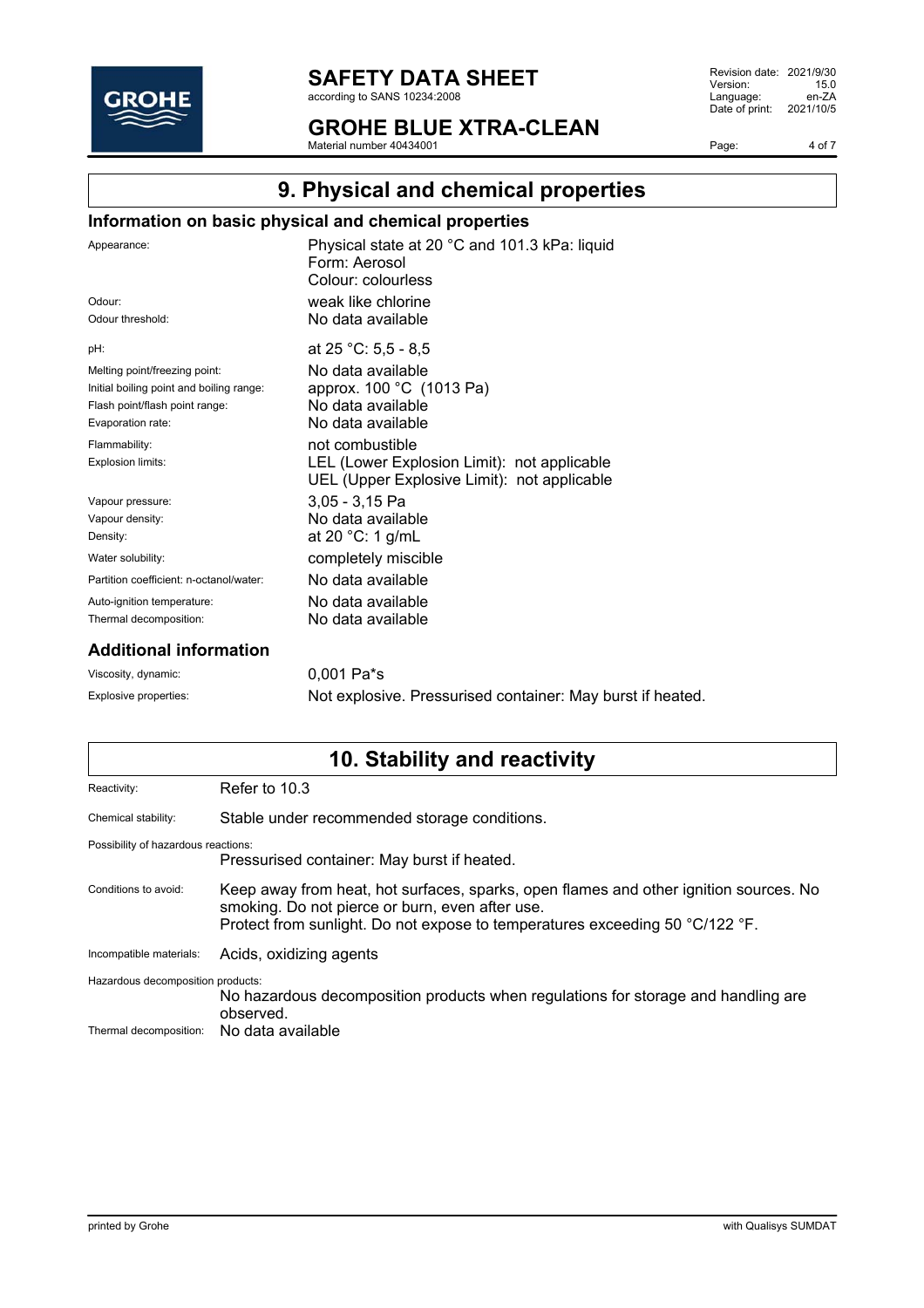## 9. Physical and chemical properties

### Information on basic physical and chemical properties

| | |
|---|---|
| Appearance: | Physical state at 20 °C and 101.3 kPa: liquid<br>Form: Aerosol<br>Colour: colourless |
| Odour: | weak like chlorine |
| Odour threshold: | No data available |
| pH: | at 25 °C: 5,5 - 8,5 |
| Melting point/freezing point: | No data available |
| Initial boiling point and boiling range: | approx. 100 °C (1013 Pa) |
| Flash point/flash point range: | No data available |
| Evaporation rate: | No data available |
| Flammability: | not combustible |
| Explosion limits: | LEL (Lower Explosion Limit): not applicable<br>UEL (Upper Explosive Limit): not applicable |
| Vapour pressure: | 3,05 - 3,15 Pa |
| Vapour density: | No data available |
| Density: | at 20 °C: 1 g/mL |
| Water solubility: | completely miscible |
| Partition coefficient: n-octanol/water: | No data available |
| Auto-ignition temperature: | No data available |
| Thermal decomposition: | No data available |

### Additional information

| | |
|---|---|
| Viscosity, dynamic: | 0,001 Pa*s |
| Explosive properties: | Not explosive. Pressurised container: May burst if heated. |

## 10. Stability and reactivity

| | |
|---|---|
| Reactivity: | Refer to 10.3 |
| Chemical stability: | Stable under recommended storage conditions. |
| Possibility of hazardous reactions: | Pressurised container: May burst if heated. |
| Conditions to avoid: | Keep away from heat, hot surfaces, sparks, open flames and other ignition sources. No smoking. Do not pierce or burn, even after use.<br>Protect from sunlight. Do not expose to temperatures exceeding 50 °C/122 °F. |
| Incompatible materials: | Acids, oxidizing agents |
| Hazardous decomposition products: | No hazardous decomposition products when regulations for storage and handling are observed. |
| Thermal decomposition: | No data available |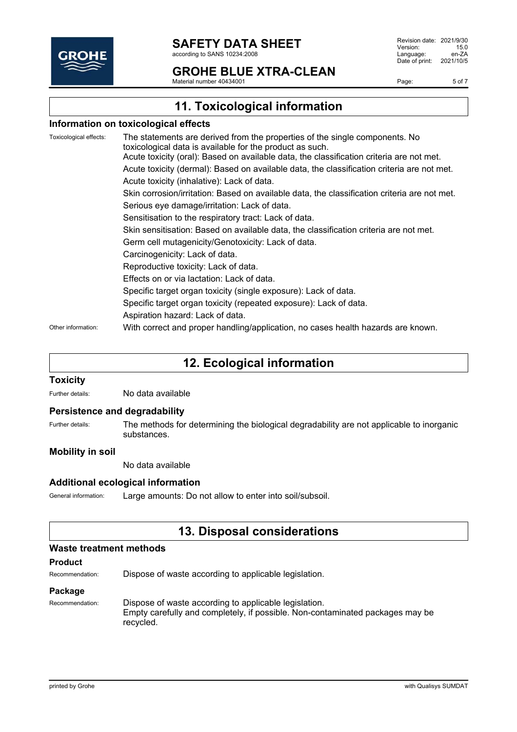## 11. Toxicological information

### Information on toxicological effects

Toxicological effects: The statements are derived from the properties of the single components. No toxicological data is available for the product as such.

Acute toxicity (oral): Based on available data, the classification criteria are not met.

Acute toxicity (dermal): Based on available data, the classification criteria are not met.

Acute toxicity (inhalative): Lack of data.

Skin corrosion/irritation: Based on available data, the classification criteria are not met.

Serious eye damage/irritation: Lack of data.

Sensitisation to the respiratory tract: Lack of data.

Skin sensitisation: Based on available data, the classification criteria are not met.

Germ cell mutagenicity/Genotoxicity: Lack of data.

Carcinogenicity: Lack of data.

Reproductive toxicity: Lack of data.

Effects on or via lactation: Lack of data.

Specific target organ toxicity (single exposure): Lack of data.

Specific target organ toxicity (repeated exposure): Lack of data.

Aspiration hazard: Lack of data.

Other information: With correct and proper handling/application, no cases health hazards are known.

## 12. Ecological information

### Toxicity

Further details: No data available

### Persistence and degradability

Further details: The methods for determining the biological degradability are not applicable to inorganic substances.

### Mobility in soil

No data available

### Additional ecological information

General information: Large amounts: Do not allow to enter into soil/subsoil.

## 13. Disposal considerations

### Waste treatment methods

#### Product

Recommendation: Dispose of waste according to applicable legislation.

#### Package

Recommendation: Dispose of waste according to applicable legislation.
Empty carefully and completely, if possible. Non-contaminated packages may be recycled.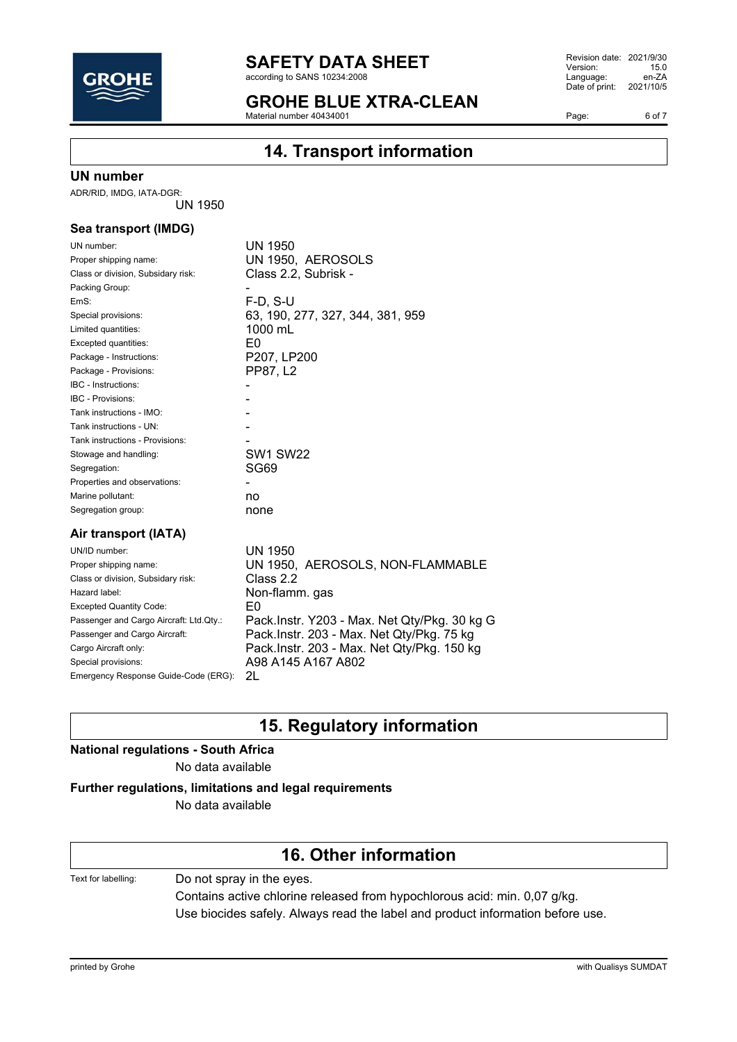## 14. Transport information

### UN number

ADR/RID, IMDG, IATA-DGR:
UN 1950

### Sea transport (IMDG)

| | |
|---|---|
| UN number: | UN 1950 |
| Proper shipping name: | UN 1950, AEROSOLS |
| Class or division, Subsidary risk: | Class 2.2, Subrisk - |
| Packing Group: | - |
| EmS: | F-D, S-U |
| Special provisions: | 63, 190, 277, 327, 344, 381, 959 |
| Limited quantities: | 1000 mL |
| Excepted quantities: | E0 |
| Package - Instructions: | P207, LP200 |
| Package - Provisions: | PP87, L2 |
| IBC - Instructions: | - |
| IBC - Provisions: | - |
| Tank instructions - IMO: | - |
| Tank instructions - UN: | - |
| Tank instructions - Provisions: | - |
| Stowage and handling: | SW1 SW22 |
| Segregation: | SG69 |
| Properties and observations: | - |
| Marine pollutant: | no |
| Segregation group: | none |

### Air transport (IATA)

| | |
|---|---|
| UN/ID number: | UN 1950 |
| Proper shipping name: | UN 1950, AEROSOLS, NON-FLAMMABLE |
| Class or division, Subsidary risk: | Class 2.2 |
| Hazard label: | Non-flamm. gas |
| Excepted Quantity Code: | E0 |
| Passenger and Cargo Aircraft: Ltd.Qty.: | Pack.Instr. Y203 - Max. Net Qty/Pkg. 30 kg G |
| Passenger and Cargo Aircraft: | Pack.Instr. 203 - Max. Net Qty/Pkg. 75 kg |
| Cargo Aircraft only: | Pack.Instr. 203 - Max. Net Qty/Pkg. 150 kg |
| Special provisions: | A98 A145 A167 A802 |
| Emergency Response Guide-Code (ERG): | 2L |

## 15. Regulatory information

**National regulations - South Africa**

No data available

**Further regulations, limitations and legal requirements**

No data available

## 16. Other information

Text for labelling: Do not spray in the eyes.
Contains active chlorine released from hypochlorous acid: min. 0,07 g/kg.
Use biocides safely. Always read the label and product information before use.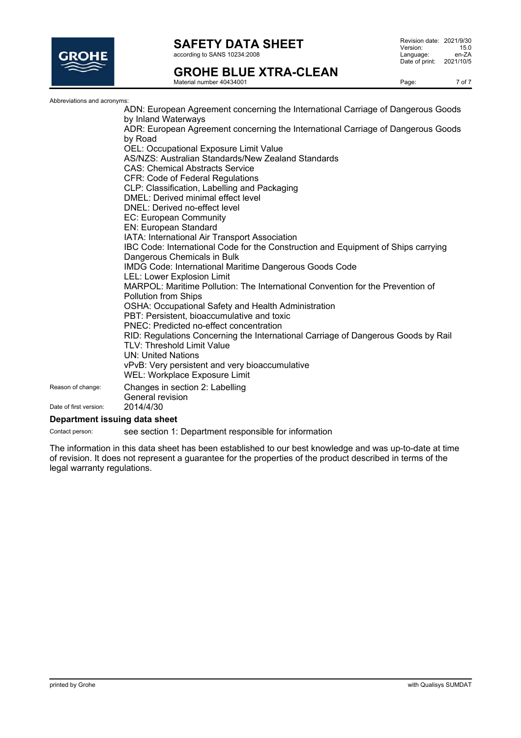Abbreviations and acronyms:

ADN: European Agreement concerning the International Carriage of Dangerous Goods by Inland Waterways
ADR: European Agreement concerning the International Carriage of Dangerous Goods by Road
OEL: Occupational Exposure Limit Value
AS/NZS: Australian Standards/New Zealand Standards
CAS: Chemical Abstracts Service
CFR: Code of Federal Regulations
CLP: Classification, Labelling and Packaging
DMEL: Derived minimal effect level
DNEL: Derived no-effect level
EC: European Community
EN: European Standard
IATA: International Air Transport Association
IBC Code: International Code for the Construction and Equipment of Ships carrying Dangerous Chemicals in Bulk
IMDG Code: International Maritime Dangerous Goods Code
LEL: Lower Explosion Limit
MARPOL: Maritime Pollution: The International Convention for the Prevention of Pollution from Ships
OSHA: Occupational Safety and Health Administration
PBT: Persistent, bioaccumulative and toxic
PNEC: Predicted no-effect concentration
RID: Regulations Concerning the International Carriage of Dangerous Goods by Rail
TLV: Threshold Limit Value
UN: United Nations
vPvB: Very persistent and very bioaccumulative
WEL: Workplace Exposure Limit

Reason of change: Changes in section 2: Labelling
General revision

Date of first version: 2014/4/30

### Department issuing data sheet

Contact person: see section 1: Department responsible for information

The information in this data sheet has been established to our best knowledge and was up-to-date at time of revision. It does not represent a guarantee for the properties of the product described in terms of the legal warranty regulations.